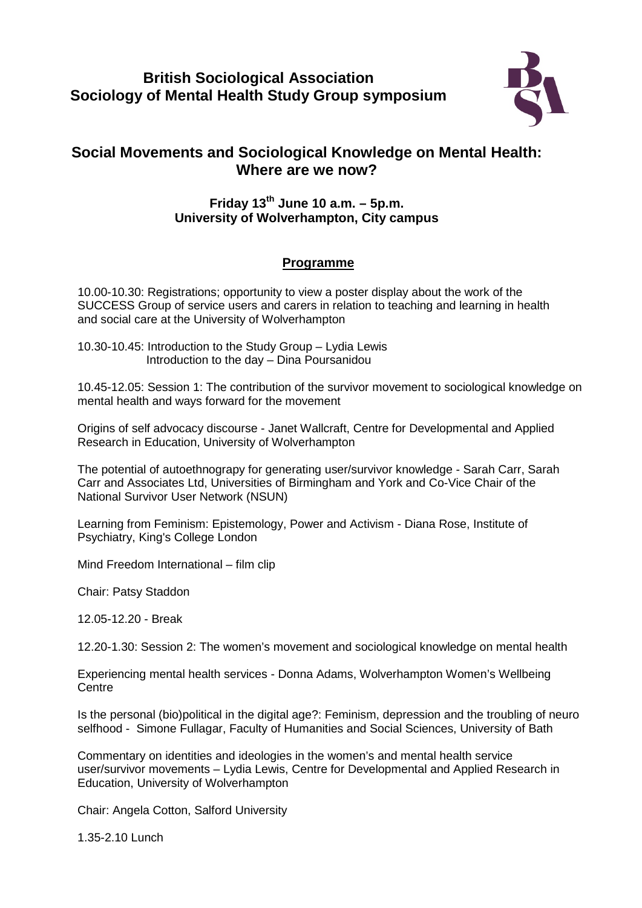# British Sociological Association
# Sociology of Mental Health Study Group symposium

## Social Movements and Sociological Knowledge on Mental Health: Where are we now?

### Friday 13th June 10 a.m. – 5p.m.
### University of Wolverhampton, City campus

### Programme

10.00-10.30: Registrations; opportunity to view a poster display about the work of the SUCCESS Group of service users and carers in relation to teaching and learning in health and social care at the University of Wolverhampton

10.30-10.45: Introduction to the Study Group – Lydia Lewis
Introduction to the day – Dina Poursanidou

10.45-12.05: Session 1: The contribution of the survivor movement to sociological knowledge on mental health and ways forward for the movement

Origins of self advocacy discourse - Janet Wallcraft, Centre for Developmental and Applied Research in Education, University of Wolverhampton

The potential of autoethnograpy for generating user/survivor knowledge - Sarah Carr, Sarah Carr and Associates Ltd, Universities of Birmingham and York and Co-Vice Chair of the National Survivor User Network (NSUN)

Learning from Feminism: Epistemology, Power and Activism - Diana Rose, Institute of Psychiatry, King's College London

Mind Freedom International – film clip

Chair: Patsy Staddon

12.05-12.20 - Break

12.20-1.30: Session 2: The women's movement and sociological knowledge on mental health

Experiencing mental health services - Donna Adams, Wolverhampton Women's Wellbeing Centre

Is the personal (bio)political in the digital age?: Feminism, depression and the troubling of neuro selfhood - Simone Fullagar, Faculty of Humanities and Social Sciences, University of Bath

Commentary on identities and ideologies in the women's and mental health service user/survivor movements – Lydia Lewis, Centre for Developmental and Applied Research in Education, University of Wolverhampton

Chair: Angela Cotton, Salford University

1.35-2.10 Lunch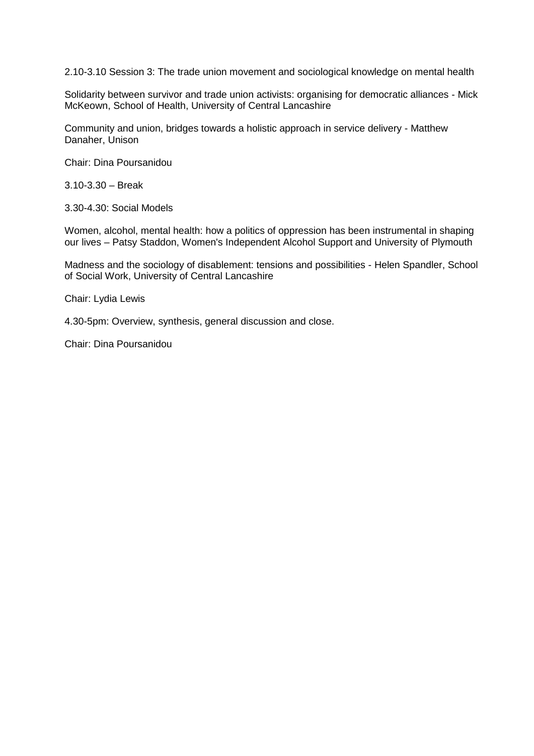2.10-3.10 Session 3: The trade union movement and sociological knowledge on mental health

Solidarity between survivor and trade union activists: organising for democratic alliances - Mick McKeown, School of Health, University of Central Lancashire

Community and union, bridges towards a holistic approach in service delivery - Matthew Danaher, Unison

Chair: Dina Poursanidou

3.10-3.30 – Break

3.30-4.30: Social Models

Women, alcohol, mental health: how a politics of oppression has been instrumental in shaping our lives – Patsy Staddon, Women's Independent Alcohol Support and University of Plymouth

Madness and the sociology of disablement: tensions and possibilities - Helen Spandler, School of Social Work, University of Central Lancashire

Chair: Lydia Lewis

4.30-5pm: Overview, synthesis, general discussion and close.

Chair: Dina Poursanidou